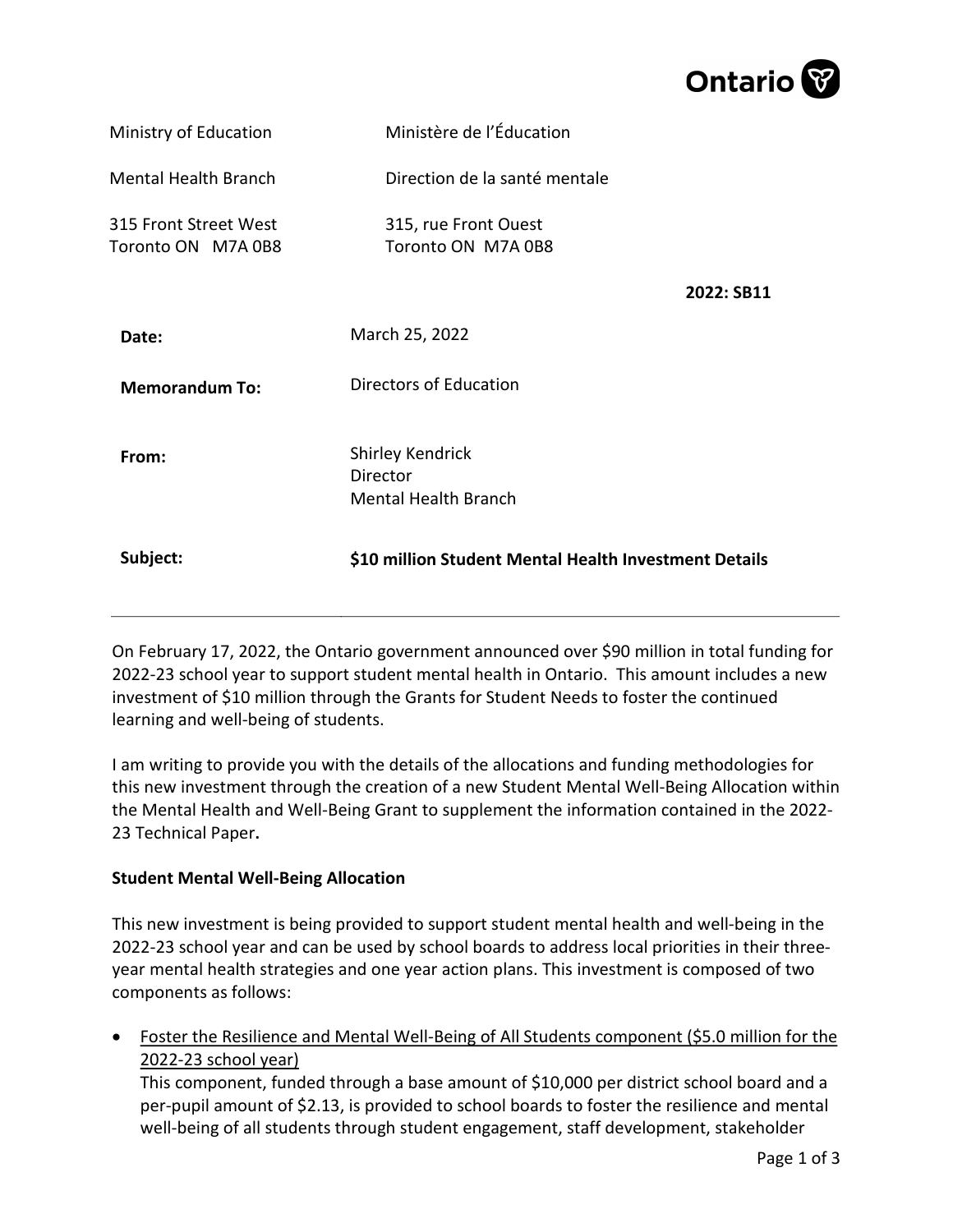Ontario

| | |
|---|---|
| Ministry of Education | Ministère de l'Éducation |
| Mental Health Branch | Direction de la santé mentale |
| 315 Front Street West<br>Toronto ON M7A 0B8 | 315, rue Front Ouest<br>Toronto ON M7A 0B8 |

**2022: SB11**

**Date:** March 25, 2022

**Memorandum To:** Directors of Education

**From:** Shirley Kendrick
Director
Mental Health Branch

**Subject:** **$10 million Student Mental Health Investment Details**

---

On February 17, 2022, the Ontario government announced over $90 million in total funding for 2022-23 school year to support student mental health in Ontario. This amount includes a new investment of $10 million through the Grants for Student Needs to foster the continued learning and well-being of students.

I am writing to provide you with the details of the allocations and funding methodologies for this new investment through the creation of a new Student Mental Well-Being Allocation within the Mental Health and Well-Being Grant to supplement the information contained in the 2022-23 Technical Paper**.**

**Student Mental Well-Being Allocation**

This new investment is being provided to support student mental health and well-being in the 2022-23 school year and can be used by school boards to address local priorities in their three-year mental health strategies and one year action plans. This investment is composed of two components as follows:

- <u>Foster the Resilience and Mental Well-Being of All Students component ($5.0 million for the 2022-23 school year)</u>
  This component, funded through a base amount of $10,000 per district school board and a per-pupil amount of $2.13, is provided to school boards to foster the resilience and mental well-being of all students through student engagement, staff development, stakeholder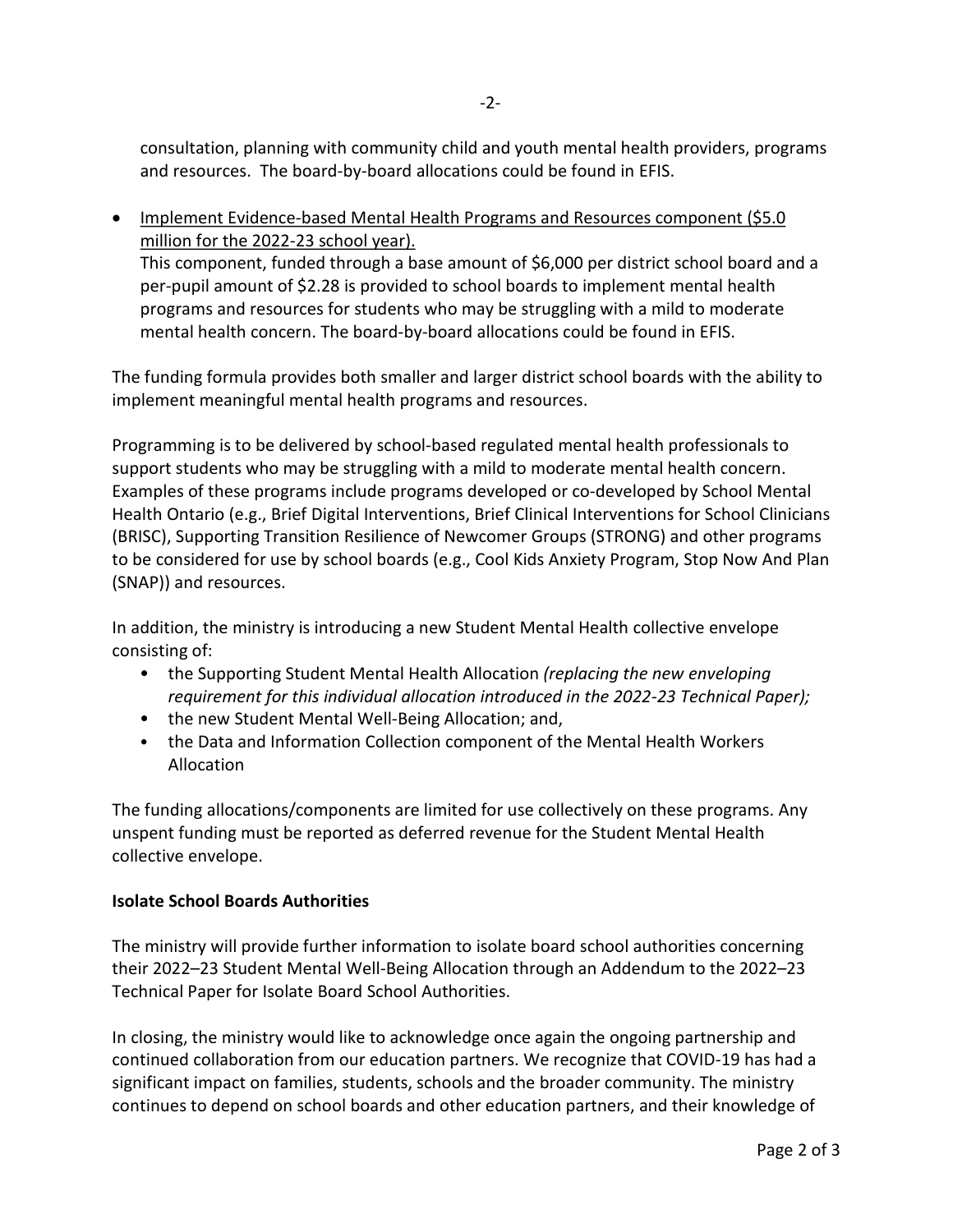consultation, planning with community child and youth mental health providers, programs and resources. The board-by-board allocations could be found in EFIS.

- Implement Evidence-based Mental Health Programs and Resources component ($5.0 million for the 2022-23 school year).
  This component, funded through a base amount of $6,000 per district school board and a per-pupil amount of $2.28 is provided to school boards to implement mental health programs and resources for students who may be struggling with a mild to moderate mental health concern. The board-by-board allocations could be found in EFIS.

The funding formula provides both smaller and larger district school boards with the ability to implement meaningful mental health programs and resources.

Programming is to be delivered by school-based regulated mental health professionals to support students who may be struggling with a mild to moderate mental health concern. Examples of these programs include programs developed or co-developed by School Mental Health Ontario (e.g., Brief Digital Interventions, Brief Clinical Interventions for School Clinicians (BRISC), Supporting Transition Resilience of Newcomer Groups (STRONG) and other programs to be considered for use by school boards (e.g., Cool Kids Anxiety Program, Stop Now And Plan (SNAP)) and resources.

In addition, the ministry is introducing a new Student Mental Health collective envelope consisting of:

- the Supporting Student Mental Health Allocation *(replacing the new enveloping requirement for this individual allocation introduced in the 2022-23 Technical Paper);*
- the new Student Mental Well-Being Allocation; and,
- the Data and Information Collection component of the Mental Health Workers Allocation

The funding allocations/components are limited for use collectively on these programs. Any unspent funding must be reported as deferred revenue for the Student Mental Health collective envelope.

**Isolate School Boards Authorities**

The ministry will provide further information to isolate board school authorities concerning their 2022–23 Student Mental Well-Being Allocation through an Addendum to the 2022–23 Technical Paper for Isolate Board School Authorities.

In closing, the ministry would like to acknowledge once again the ongoing partnership and continued collaboration from our education partners. We recognize that COVID-19 has had a significant impact on families, students, schools and the broader community. The ministry continues to depend on school boards and other education partners, and their knowledge of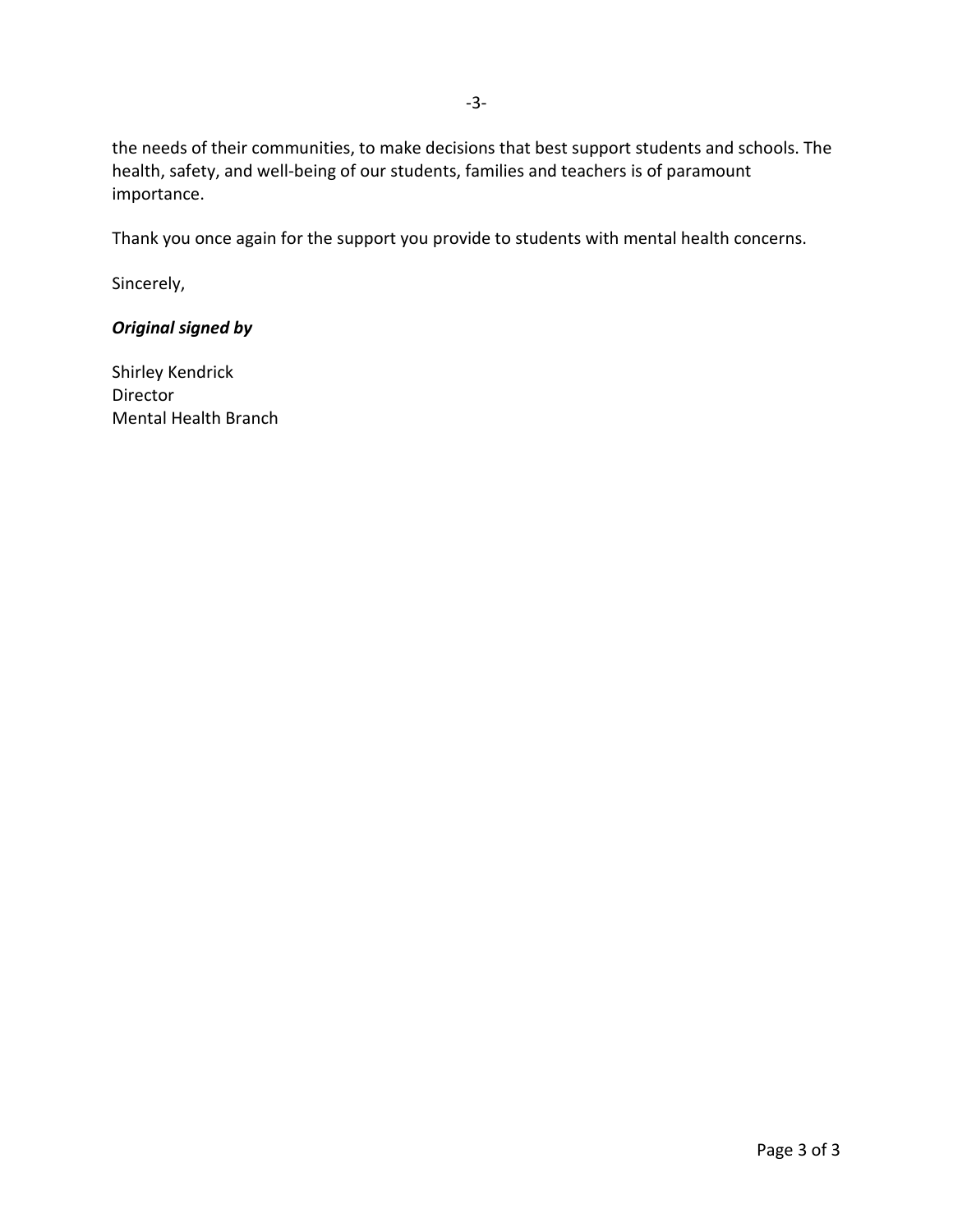the needs of their communities, to make decisions that best support students and schools. The health, safety, and well-being of our students, families and teachers is of paramount importance.

Thank you once again for the support you provide to students with mental health concerns.

Sincerely,

***Original signed by***

Shirley Kendrick
Director
Mental Health Branch